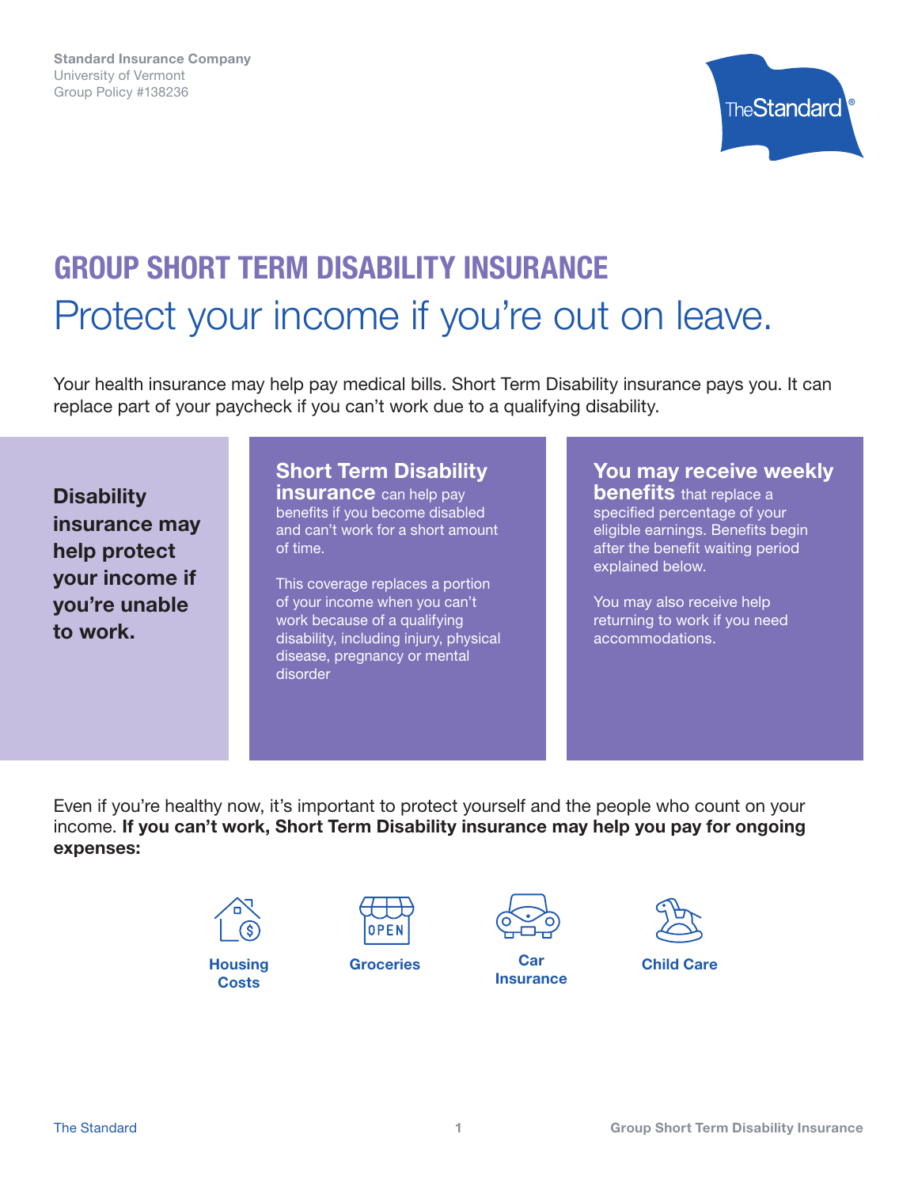Standard Insurance Company
University of Vermont
Group Policy #138236

# GROUP SHORT TERM DISABILITY INSURANCE

## Protect your income if you're out on leave.

Your health insurance may help pay medical bills. Short Term Disability insurance pays you. It can replace part of your paycheck if you can't work due to a qualifying disability.

**Disability insurance may help protect your income if you're unable to work.**

**Short Term Disability insurance** can help pay benefits if you become disabled and can't work for a short amount of time.

This coverage replaces a portion of your income when you can't work because of a qualifying disability, including injury, physical disease, pregnancy or mental disorder

**You may receive weekly benefits** that replace a specified percentage of your eligible earnings. Benefits begin after the benefit waiting period explained below.

You may also receive help returning to work if you need accommodations.

Even if you're healthy now, it's important to protect yourself and the people who count on your income. **If you can't work, Short Term Disability insurance may help you pay for ongoing expenses:**

- Housing Costs
- Groceries
- Car Insurance
- Child Care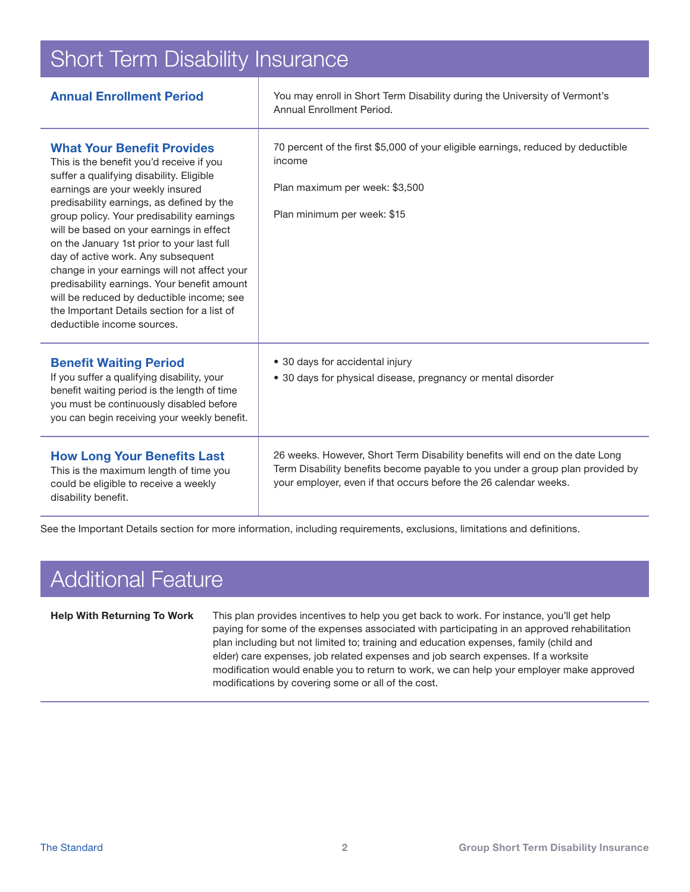# Short Term Disability Insurance

| | |
|---|---|
| **Annual Enrollment Period** | You may enroll in Short Term Disability during the University of Vermont's Annual Enrollment Period. |
| **What Your Benefit Provides**<br>This is the benefit you'd receive if you suffer a qualifying disability. Eligible earnings are your weekly insured predisability earnings, as defined by the group policy. Your predisability earnings will be based on your earnings in effect on the January 1st prior to your last full day of active work. Any subsequent change in your earnings will not affect your predisability earnings. Your benefit amount will be reduced by deductible income; see the Important Details section for a list of deductible income sources. | 70 percent of the first $5,000 of your eligible earnings, reduced by deductible income<br><br>Plan maximum per week: $3,500<br><br>Plan minimum per week: $15 |
| **Benefit Waiting Period**<br>If you suffer a qualifying disability, your benefit waiting period is the length of time you must be continuously disabled before you can begin receiving your weekly benefit. | • 30 days for accidental injury<br>• 30 days for physical disease, pregnancy or mental disorder |
| **How Long Your Benefits Last**<br>This is the maximum length of time you could be eligible to receive a weekly disability benefit. | 26 weeks. However, Short Term Disability benefits will end on the date Long Term Disability benefits become payable to you under a group plan provided by your employer, even if that occurs before the 26 calendar weeks. |

See the Important Details section for more information, including requirements, exclusions, limitations and definitions.

# Additional Feature

| | |
|---|---|
| **Help With Returning To Work** | This plan provides incentives to help you get back to work. For instance, you'll get help paying for some of the expenses associated with participating in an approved rehabilitation plan including but not limited to; training and education expenses, family (child and elder) care expenses, job related expenses and job search expenses. If a worksite modification would enable you to return to work, we can help your employer make approved modifications by covering some or all of the cost. |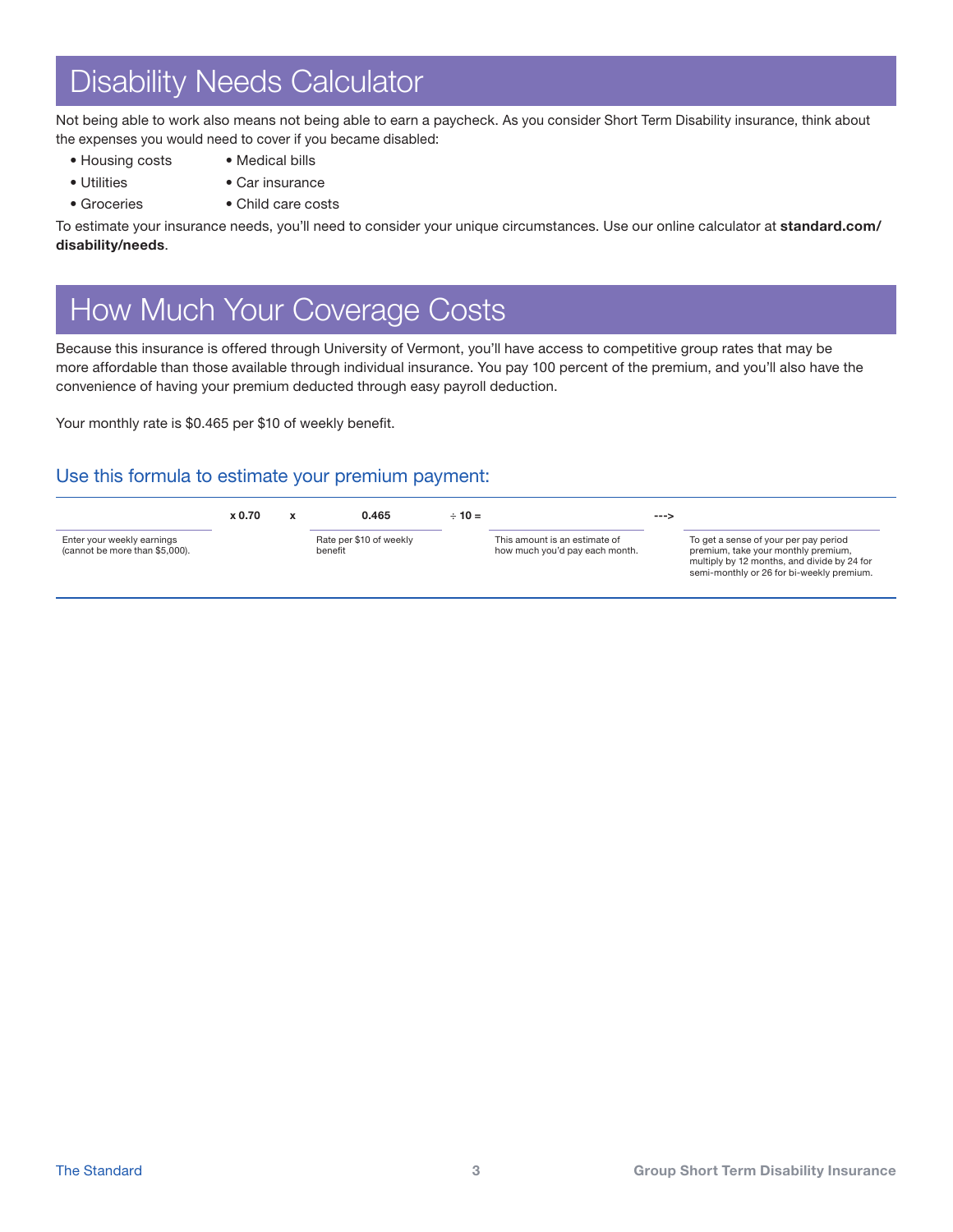# Disability Needs Calculator

Not being able to work also means not being able to earn a paycheck. As you consider Short Term Disability insurance, think about the expenses you would need to cover if you became disabled:

- Housing costs
- Utilities
- Groceries
- Medical bills
- Car insurance
- Child care costs

To estimate your insurance needs, you'll need to consider your unique circumstances. Use our online calculator at **standard.com/disability/needs**.

# How Much Your Coverage Costs

Because this insurance is offered through University of Vermont, you'll have access to competitive group rates that may be more affordable than those available through individual insurance. You pay 100 percent of the premium, and you'll also have the convenience of having your premium deducted through easy payroll deduction.

Your monthly rate is $0.465 per $10 of weekly benefit.

## Use this formula to estimate your premium payment:

| | | | | | | |
|---|---|---|---|---|---|---|
| | x 0.70 | x | 0.465 | ÷ 10 = | | ---> | |
| Enter your weekly earnings (cannot be more than $5,000). | | | Rate per $10 of weekly benefit | | This amount is an estimate of how much you'd pay each month. | | To get a sense of your per pay period premium, take your monthly premium, multiply by 12 months, and divide by 24 for semi-monthly or 26 for bi-weekly premium. |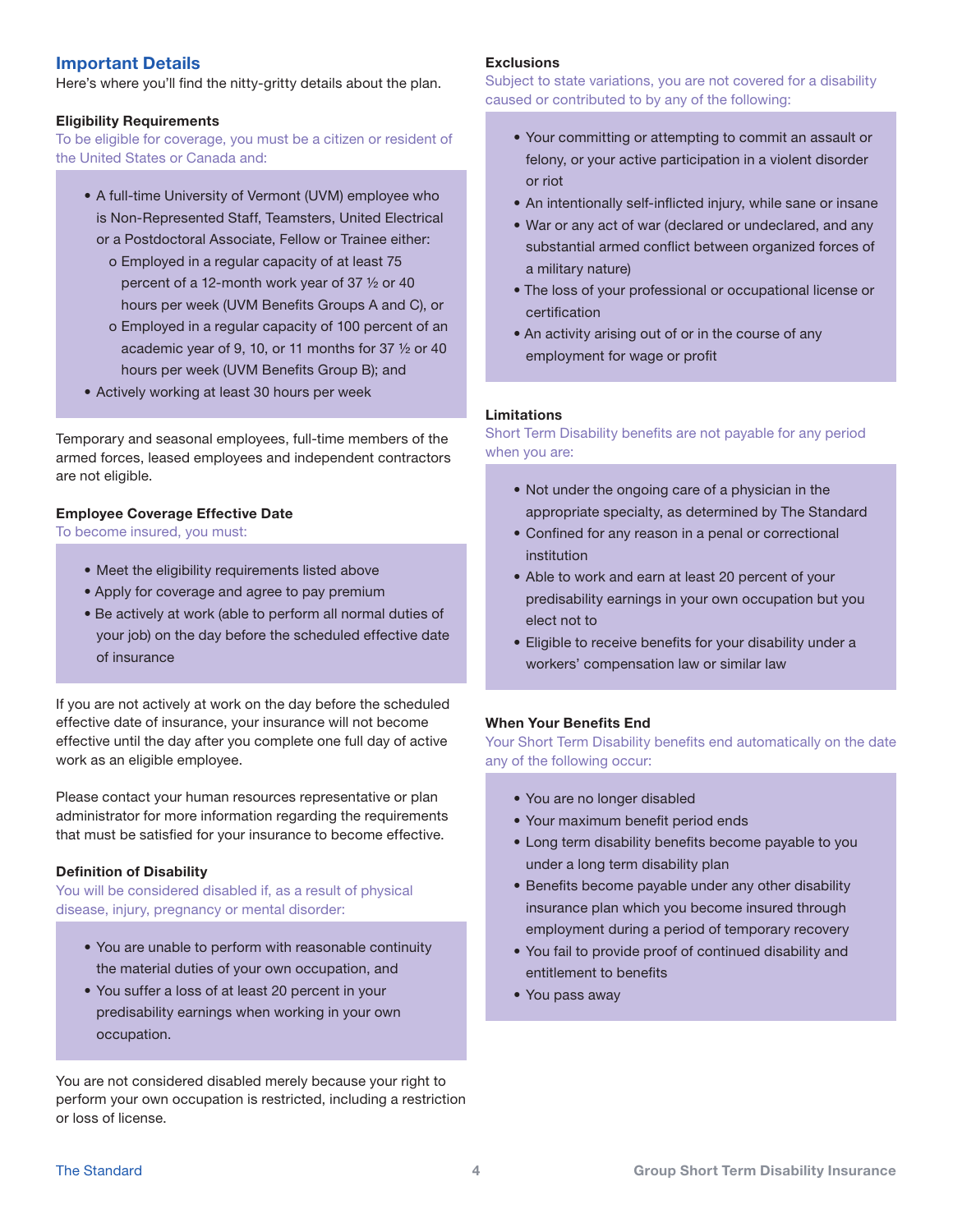## Important Details

Here's where you'll find the nitty-gritty details about the plan.

### Eligibility Requirements

To be eligible for coverage, you must be a citizen or resident of the United States or Canada and:

- A full-time University of Vermont (UVM) employee who is Non-Represented Staff, Teamsters, United Electrical or a Postdoctoral Associate, Fellow or Trainee either:
  - o Employed in a regular capacity of at least 75 percent of a 12-month work year of 37 ½ or 40 hours per week (UVM Benefits Groups A and C), or
  - o Employed in a regular capacity of 100 percent of an academic year of 9, 10, or 11 months for 37 ½ or 40 hours per week (UVM Benefits Group B); and
- Actively working at least 30 hours per week

Temporary and seasonal employees, full-time members of the armed forces, leased employees and independent contractors are not eligible.

### Employee Coverage Effective Date

To become insured, you must:

- Meet the eligibility requirements listed above
- Apply for coverage and agree to pay premium
- Be actively at work (able to perform all normal duties of your job) on the day before the scheduled effective date of insurance

If you are not actively at work on the day before the scheduled effective date of insurance, your insurance will not become effective until the day after you complete one full day of active work as an eligible employee.

Please contact your human resources representative or plan administrator for more information regarding the requirements that must be satisfied for your insurance to become effective.

### Definition of Disability

You will be considered disabled if, as a result of physical disease, injury, pregnancy or mental disorder:

- You are unable to perform with reasonable continuity the material duties of your own occupation, and
- You suffer a loss of at least 20 percent in your predisability earnings when working in your own occupation.

You are not considered disabled merely because your right to perform your own occupation is restricted, including a restriction or loss of license.

### Exclusions

Subject to state variations, you are not covered for a disability caused or contributed to by any of the following:

- Your committing or attempting to commit an assault or felony, or your active participation in a violent disorder or riot
- An intentionally self-inflicted injury, while sane or insane
- War or any act of war (declared or undeclared, and any substantial armed conflict between organized forces of a military nature)
- The loss of your professional or occupational license or certification
- An activity arising out of or in the course of any employment for wage or profit

### Limitations

Short Term Disability benefits are not payable for any period when you are:

- Not under the ongoing care of a physician in the appropriate specialty, as determined by The Standard
- Confined for any reason in a penal or correctional institution
- Able to work and earn at least 20 percent of your predisability earnings in your own occupation but you elect not to
- Eligible to receive benefits for your disability under a workers' compensation law or similar law

### When Your Benefits End

Your Short Term Disability benefits end automatically on the date any of the following occur:

- You are no longer disabled
- Your maximum benefit period ends
- Long term disability benefits become payable to you under a long term disability plan
- Benefits become payable under any other disability insurance plan which you become insured through employment during a period of temporary recovery
- You fail to provide proof of continued disability and entitlement to benefits
- You pass away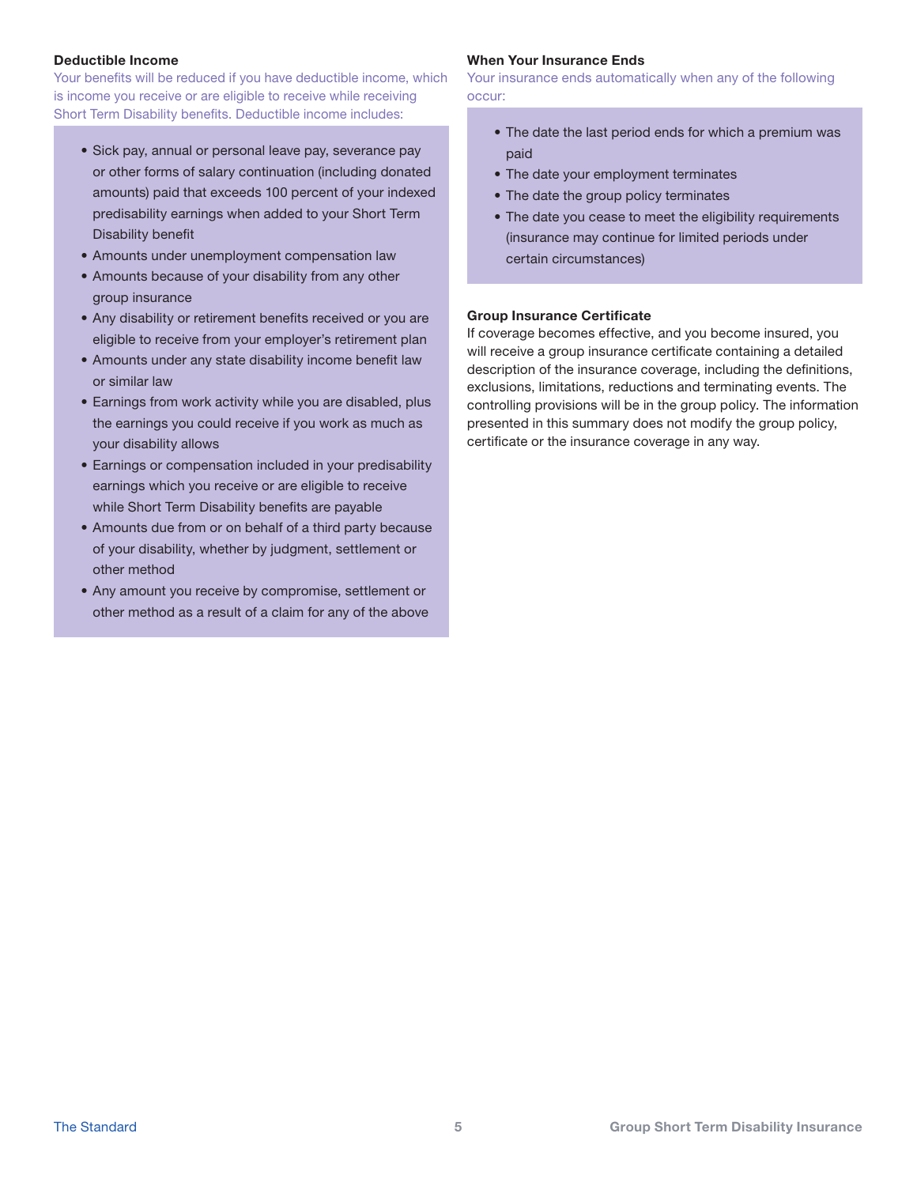### Deductible Income

Your benefits will be reduced if you have deductible income, which is income you receive or are eligible to receive while receiving Short Term Disability benefits. Deductible income includes:

- Sick pay, annual or personal leave pay, severance pay or other forms of salary continuation (including donated amounts) paid that exceeds 100 percent of your indexed predisability earnings when added to your Short Term Disability benefit
- Amounts under unemployment compensation law
- Amounts because of your disability from any other group insurance
- Any disability or retirement benefits received or you are eligible to receive from your employer's retirement plan
- Amounts under any state disability income benefit law or similar law
- Earnings from work activity while you are disabled, plus the earnings you could receive if you work as much as your disability allows
- Earnings or compensation included in your predisability earnings which you receive or are eligible to receive while Short Term Disability benefits are payable
- Amounts due from or on behalf of a third party because of your disability, whether by judgment, settlement or other method
- Any amount you receive by compromise, settlement or other method as a result of a claim for any of the above

### When Your Insurance Ends

Your insurance ends automatically when any of the following occur:

- The date the last period ends for which a premium was paid
- The date your employment terminates
- The date the group policy terminates
- The date you cease to meet the eligibility requirements (insurance may continue for limited periods under certain circumstances)

### Group Insurance Certificate

If coverage becomes effective, and you become insured, you will receive a group insurance certificate containing a detailed description of the insurance coverage, including the definitions, exclusions, limitations, reductions and terminating events. The controlling provisions will be in the group policy. The information presented in this summary does not modify the group policy, certificate or the insurance coverage in any way.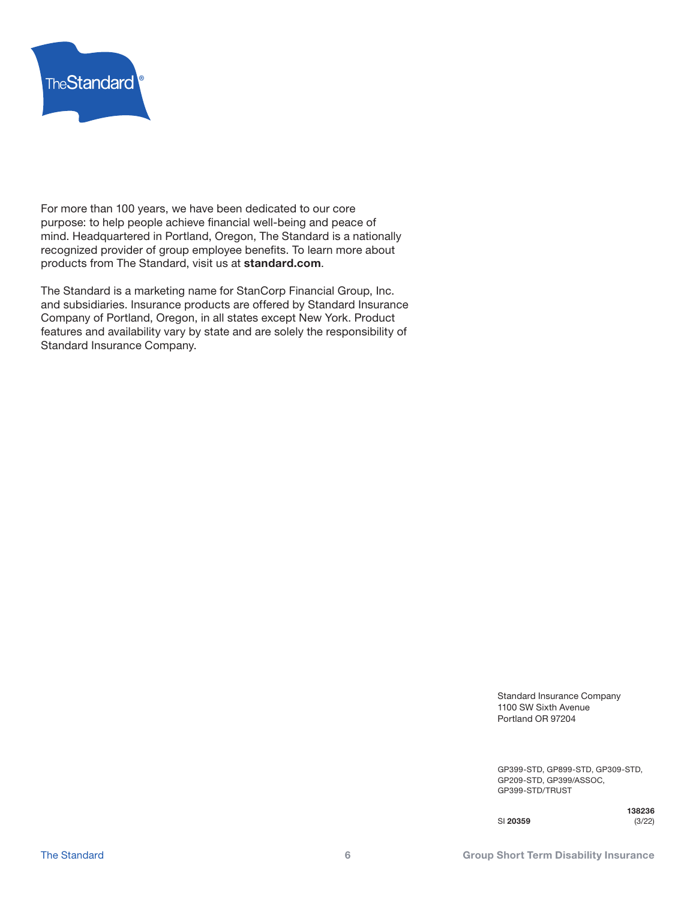TheStandard®

For more than 100 years, we have been dedicated to our core purpose: to help people achieve financial well-being and peace of mind. Headquartered in Portland, Oregon, The Standard is a nationally recognized provider of group employee benefits. To learn more about products from The Standard, visit us at **standard.com**.

The Standard is a marketing name for StanCorp Financial Group, Inc. and subsidiaries. Insurance products are offered by Standard Insurance Company of Portland, Oregon, in all states except New York. Product features and availability vary by state and are solely the responsibility of Standard Insurance Company.

Standard Insurance Company
1100 SW Sixth Avenue
Portland OR 97204

GP399-STD, GP899-STD, GP309-STD, GP209-STD, GP399/ASSOC, GP399-STD/TRUST

SI **20359**

**138236**
(3/22)